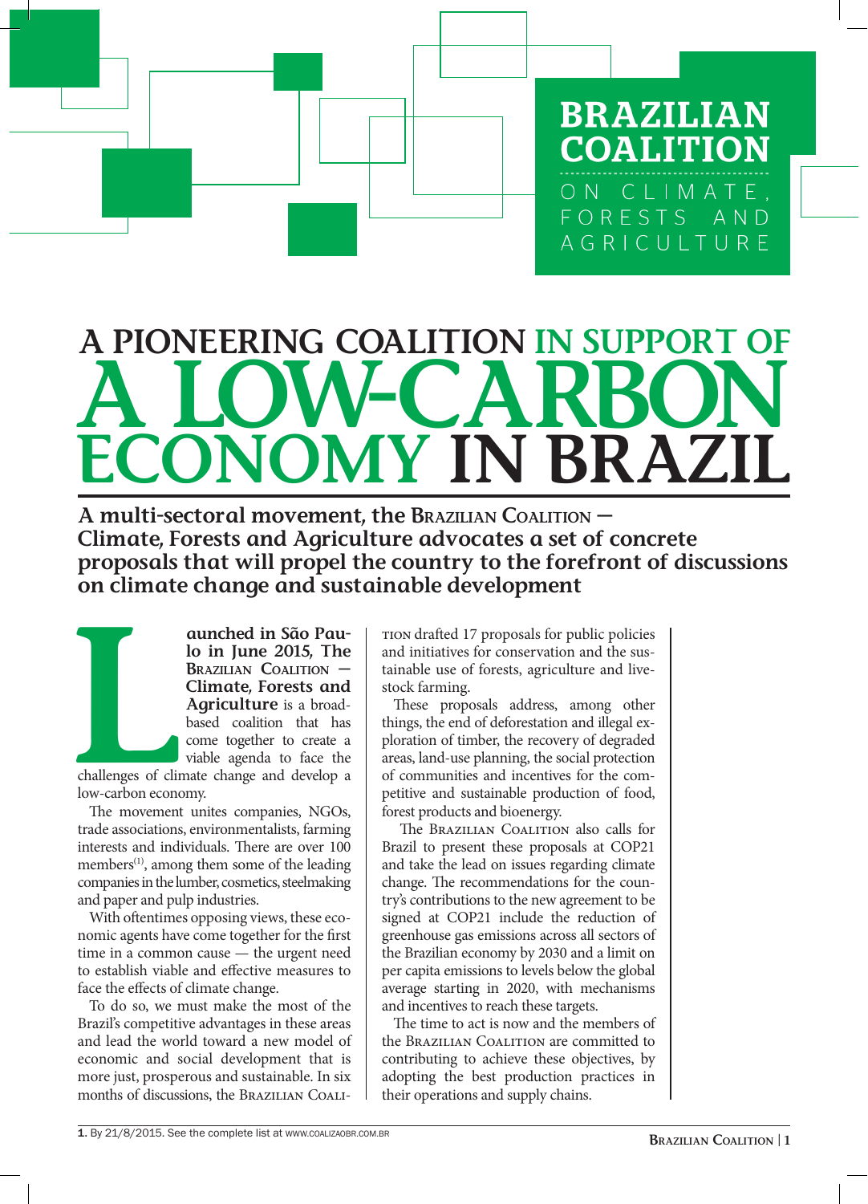**BRAZILIAN COALITION**
ON CLIMATE, FORESTS AND AGRICULTURE

# A PIONEERING COALITION IN SUPPORT OF A LOW-CARBON ECONOMY IN BRAZIL

**A multi-sectoral movement, the Brazilian Coalition — Climate, Forests and Agriculture advocates a set of concrete proposals that will propel the country to the forefront of discussions on climate change and sustainable development**

**Launched in São Paulo in June 2015, The Brazilian Coalition — Climate, Forests and Agriculture** is a broad-based coalition that has come together to create a viable agenda to face the challenges of climate change and develop a low-carbon economy.

The movement unites companies, NGOs, trade associations, environmentalists, farming interests and individuals. There are over 100 members[1], among them some of the leading companies in the lumber, cosmetics, steelmaking and paper and pulp industries.

With oftentimes opposing views, these economic agents have come together for the first time in a common cause — the urgent need to establish viable and effective measures to face the effects of climate change.

To do so, we must make the most of the Brazil's competitive advantages in these areas and lead the world toward a new model of economic and social development that is more just, prosperous and sustainable. In six months of discussions, the Brazilian Coalition drafted 17 proposals for public policies and initiatives for conservation and the sustainable use of forests, agriculture and livestock farming.

These proposals address, among other things, the end of deforestation and illegal exploration of timber, the recovery of degraded areas, land-use planning, the social protection of communities and incentives for the competitive and sustainable production of food, forest products and bioenergy.

The Brazilian Coalition also calls for Brazil to present these proposals at COP21 and take the lead on issues regarding climate change. The recommendations for the country's contributions to the new agreement to be signed at COP21 include the reduction of greenhouse gas emissions across all sectors of the Brazilian economy by 2030 and a limit on per capita emissions to levels below the global average starting in 2020, with mechanisms and incentives to reach these targets.

The time to act is now and the members of the Brazilian Coalition are committed to contributing to achieve these objectives, by adopting the best production practices in their operations and supply chains.

1. By 21/8/2015. See the complete list at www.coalizaobr.com.br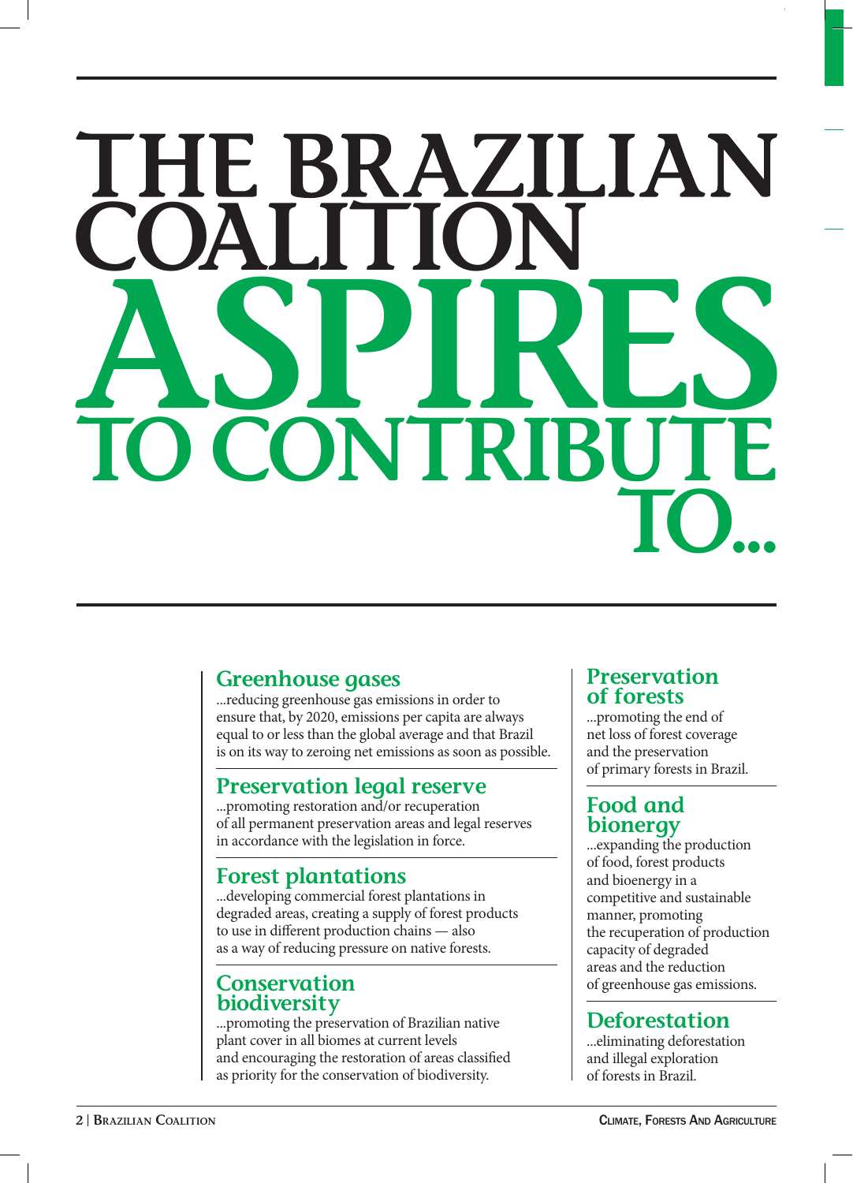# THE BRAZILIAN COALITION ASPIRES TO CONTRIBUTE TO...

## Greenhouse gases

...reducing greenhouse gas emissions in order to ensure that, by 2020, emissions per capita are always equal to or less than the global average and that Brazil is on its way to zeroing net emissions as soon as possible.

## Preservation legal reserve

...promoting restoration and/or recuperation of all permanent preservation areas and legal reserves in accordance with the legislation in force.

## Forest plantations

...developing commercial forest plantations in degraded areas, creating a supply of forest products to use in different production chains — also as a way of reducing pressure on native forests.

## Conservation biodiversity

...promoting the preservation of Brazilian native plant cover in all biomes at current levels and encouraging the restoration of areas classified as priority for the conservation of biodiversity.

## Preservation of forests

...promoting the end of net loss of forest coverage and the preservation of primary forests in Brazil.

## Food and bionergy

...expanding the production of food, forest products and bioenergy in a competitive and sustainable manner, promoting the recuperation of production capacity of degraded areas and the reduction of greenhouse gas emissions.

## Deforestation

...eliminating deforestation and illegal exploration of forests in Brazil.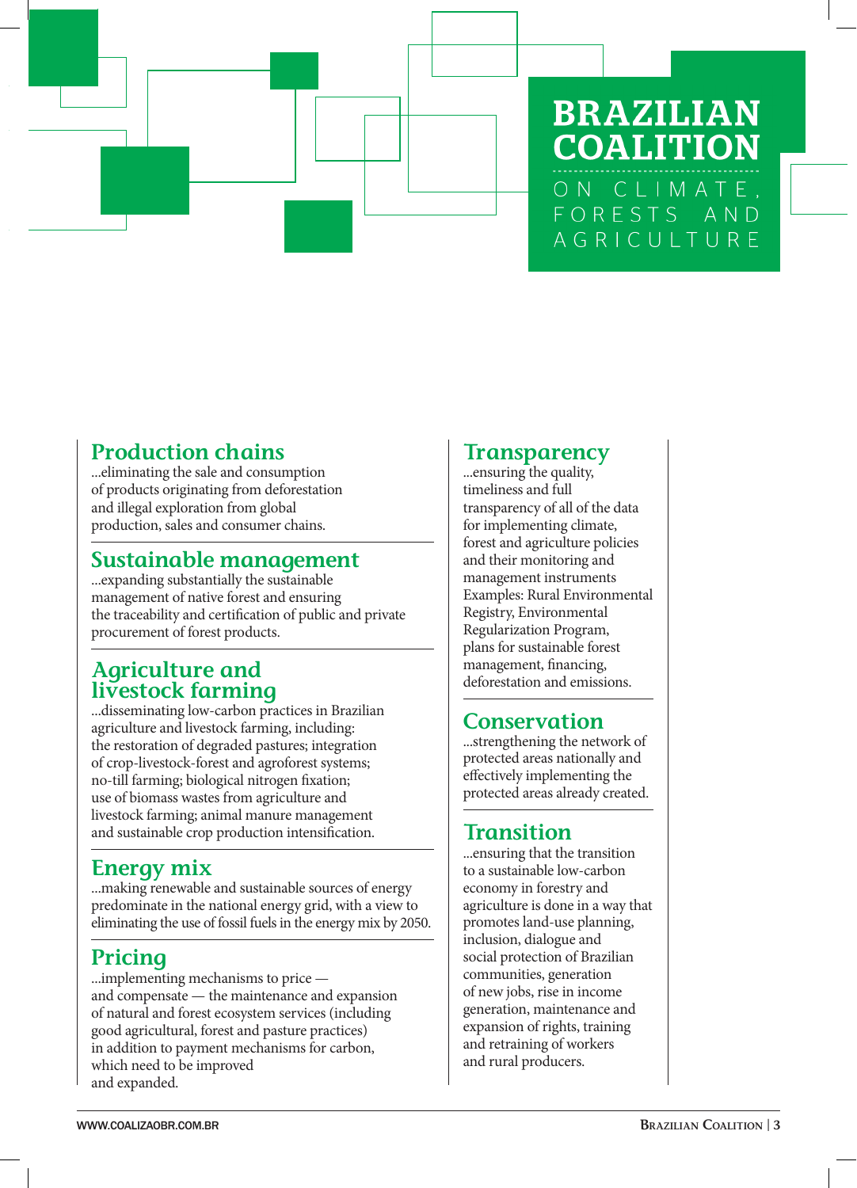# BRAZILIAN COALITION

ON CLIMATE, FORESTS AND AGRICULTURE

## Production chains

...eliminating the sale and consumption of products originating from deforestation and illegal exploration from global production, sales and consumer chains.

## Sustainable management

...expanding substantially the sustainable management of native forest and ensuring the traceability and certification of public and private procurement of forest products.

## Agriculture and livestock farming

...disseminating low-carbon practices in Brazilian agriculture and livestock farming, including: the restoration of degraded pastures; integration of crop-livestock-forest and agroforest systems; no-till farming; biological nitrogen fixation; use of biomass wastes from agriculture and livestock farming; animal manure management and sustainable crop production intensification.

## Energy mix

...making renewable and sustainable sources of energy predominate in the national energy grid, with a view to eliminating the use of fossil fuels in the energy mix by 2050.

## Pricing

...implementing mechanisms to price — and compensate — the maintenance and expansion of natural and forest ecosystem services (including good agricultural, forest and pasture practices) in addition to payment mechanisms for carbon, which need to be improved and expanded.

## Transparency

...ensuring the quality, timeliness and full transparency of all of the data for implementing climate, forest and agriculture policies and their monitoring and management instruments Examples: Rural Environmental Registry, Environmental Regularization Program, plans for sustainable forest management, financing, deforestation and emissions.

## Conservation

...strengthening the network of protected areas nationally and effectively implementing the protected areas already created.

## Transition

...ensuring that the transition to a sustainable low-carbon economy in forestry and agriculture is done in a way that promotes land-use planning, inclusion, dialogue and social protection of Brazilian communities, generation of new jobs, rise in income generation, maintenance and expansion of rights, training and retraining of workers and rural producers.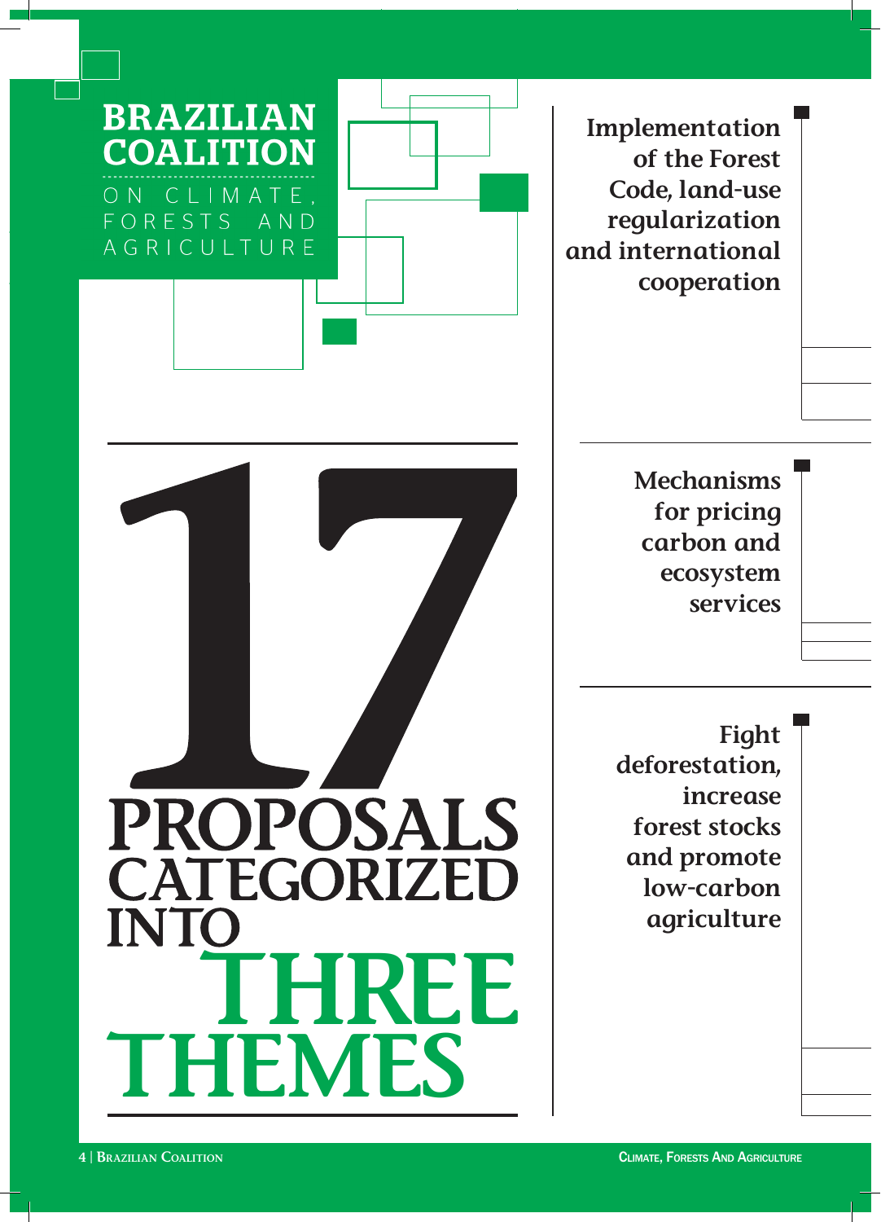# BRAZILIAN COALITION

ON CLIMATE, FORESTS AND AGRICULTURE

# 17 PROPOSALS CATEGORIZED INTO THREE THEMES

**Implementation of the Forest Code, land-use regularization and international cooperation**

**Mechanisms for pricing carbon and ecosystem services**

**Fight deforestation, increase forest stocks and promote low-carbon agriculture**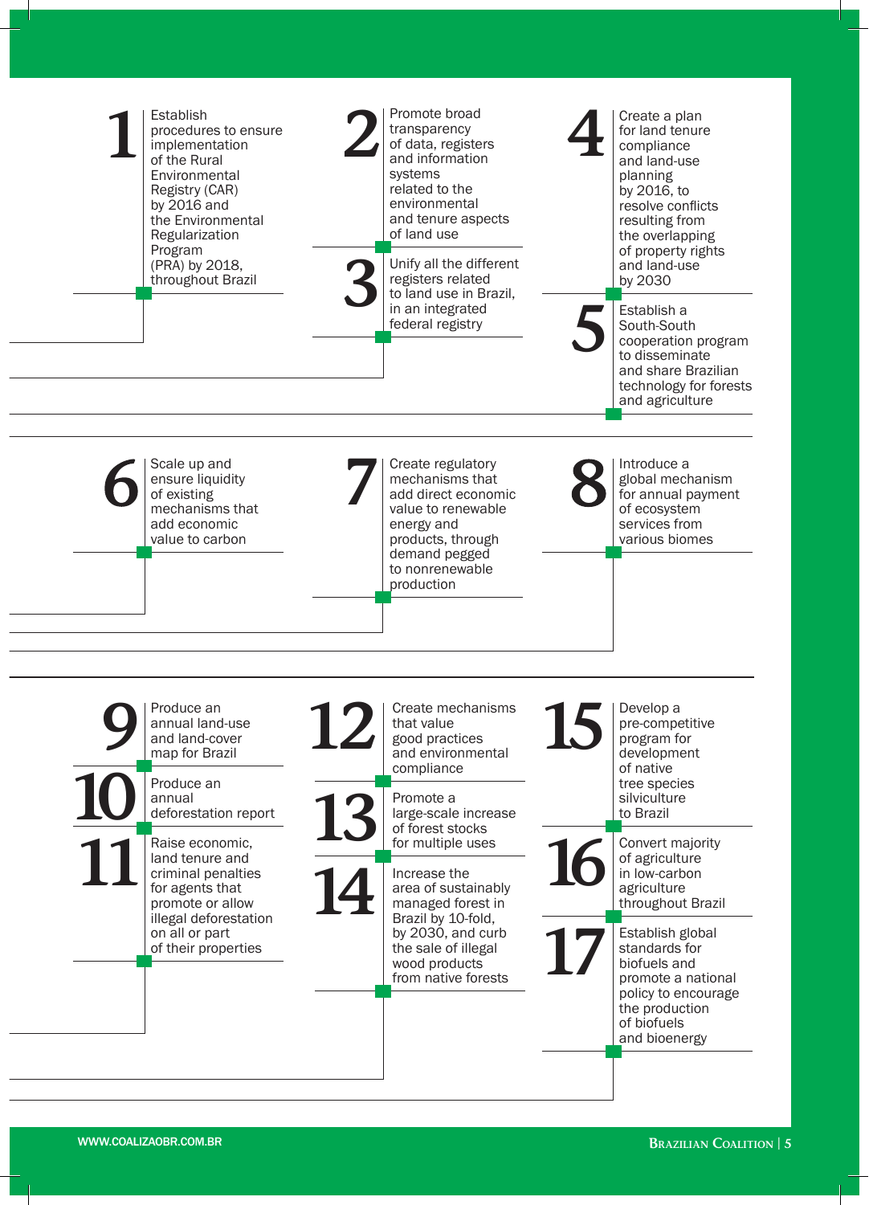**1** Establish procedures to ensure implementation of the Rural Environmental Registry (CAR) by 2016 and the Environmental Regularization Program (PRA) by 2018, throughout Brazil

**2** Promote broad transparency of data, registers and information systems related to the environmental and tenure aspects of land use

**3** Unify all the different registers related to land use in Brazil, in an integrated federal registry

**4** Create a plan for land tenure compliance and land-use planning by 2016, to resolve conflicts resulting from the overlapping of property rights and land-use by 2030

**5** Establish a South-South cooperation program to disseminate and share Brazilian technology for forests and agriculture

**6** Scale up and ensure liquidity of existing mechanisms that add economic value to carbon

**7** Create regulatory mechanisms that add direct economic value to renewable energy and products, through demand pegged to nonrenewable production

**8** Introduce a global mechanism for annual payment of ecosystem services from various biomes

**9** Produce an annual land-use and land-cover map for Brazil

**10** Produce an annual deforestation report

**11** Raise economic, land tenure and criminal penalties for agents that promote or allow illegal deforestation on all or part of their properties

**12** Create mechanisms that value good practices and environmental compliance

**13** Promote a large-scale increase of forest stocks for multiple uses

**14** Increase the area of sustainably managed forest in Brazil by 10-fold, by 2030, and curb the sale of illegal wood products from native forests

**15** Develop a pre-competitive program for development of native tree species silviculture to Brazil

**16** Convert majority of agriculture in low-carbon agriculture throughout Brazil

**17** Establish global standards for biofuels and promote a national policy to encourage the production of biofuels and bioenergy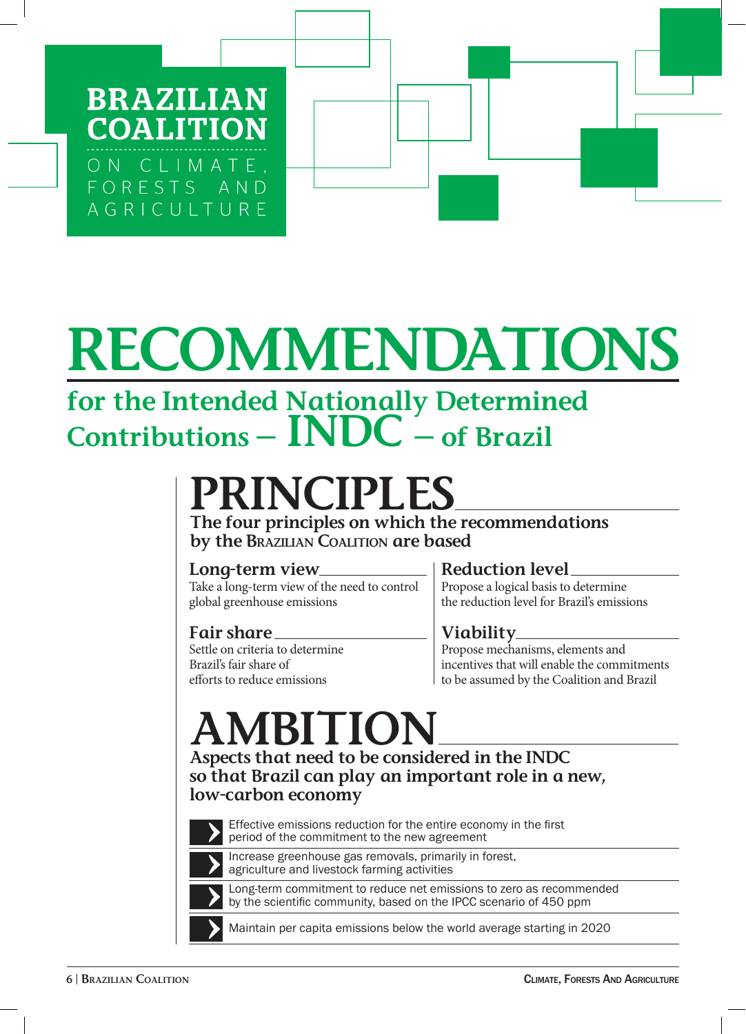**BRAZILIAN COALITION**

ON CLIMATE, FORESTS AND AGRICULTURE

# RECOMMENDATIONS

## for the Intended Nationally Determined Contributions – INDC – of Brazil

## PRINCIPLES

**The four principles on which the recommendations by the Brazilian Coalition are based**

### Long-term view

Take a long-term view of the need to control global greenhouse emissions

### Fair share

Settle on criteria to determine Brazil's fair share of efforts to reduce emissions

### Reduction level

Propose a logical basis to determine the reduction level for Brazil's emissions

### Viability

Propose mechanisms, elements and incentives that will enable the commitments to be assumed by the Coalition and Brazil

## AMBITION

**Aspects that need to be considered in the INDC so that Brazil can play an important role in a new, low-carbon economy**

- Effective emissions reduction for the entire economy in the first period of the commitment to the new agreement
- Increase greenhouse gas removals, primarily in forest, agriculture and livestock farming activities
- Long-term commitment to reduce net emissions to zero as recommended by the scientific community, based on the IPCC scenario of 450 ppm
- Maintain per capita emissions below the world average starting in 2020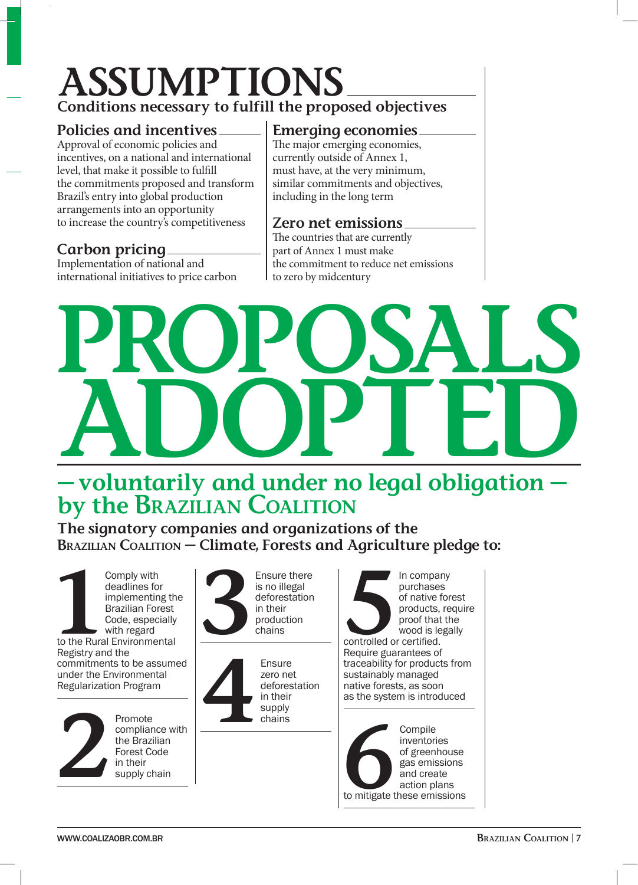# ASSUMPTIONS

## Conditions necessary to fulfill the proposed objectives

### Policies and incentives

Approval of economic policies and incentives, on a national and international level, that make it possible to fulfill the commitments proposed and transform Brazil's entry into global production arrangements into an opportunity to increase the country's competitiveness

### Carbon pricing

Implementation of national and international initiatives to price carbon

### Emerging economies

The major emerging economies, currently outside of Annex 1, must have, at the very minimum, similar commitments and objectives, including in the long term

### Zero net emissions

The countries that are currently part of Annex 1 must make the commitment to reduce net emissions to zero by midcentury

# PROPOSALS ADOPTED

## — voluntarily and under no legal obligation — by the Brazilian Coalition

**The signatory companies and organizations of the Brazilian Coalition — Climate, Forests and Agriculture pledge to:**

**1** Comply with deadlines for implementing the Brazilian Forest Code, especially with regard to the Rural Environmental Registry and the commitments to be assumed under the Environmental Regularization Program

**2** Promote compliance with the Brazilian Forest Code in their supply chain

**3** Ensure there is no illegal deforestation in their production chains

**4** Ensure zero net deforestation in their supply chains

**5** In company purchases of native forest products, require proof that the wood is legally controlled or certified. Require guarantees of traceability for products from sustainably managed native forests, as soon as the system is introduced

**6** Compile inventories of greenhouse gas emissions and create action plans to mitigate these emissions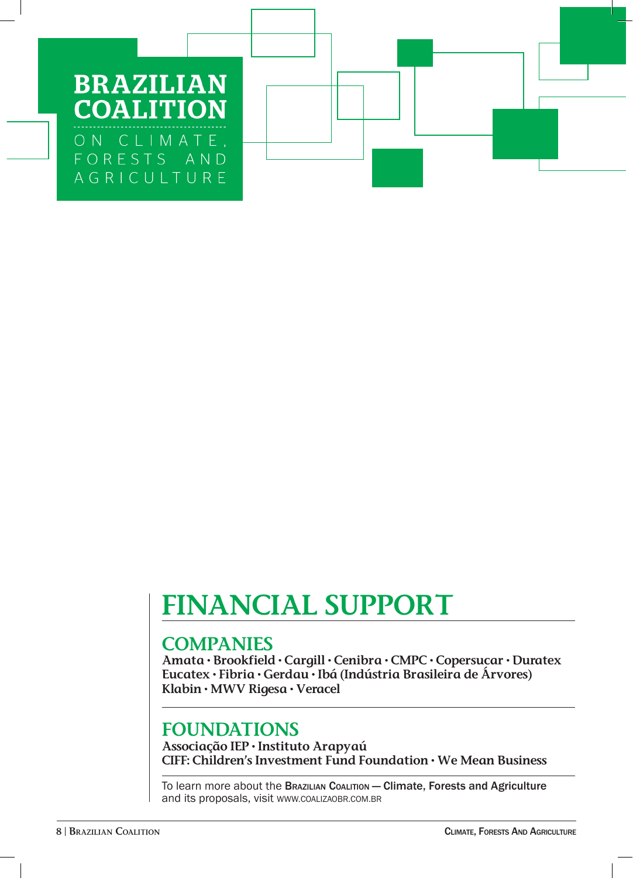# BRAZILIAN COALITION

ON CLIMATE, FORESTS AND AGRICULTURE

## FINANCIAL SUPPORT

### COMPANIES

**Amata · Brookfield · Cargill · Cenibra · CMPC · Copersucar · Duratex Eucatex · Fibria · Gerdau · Ibá (Indústria Brasileira de Árvores) Klabin · MWV Rigesa · Veracel**

### FOUNDATIONS

**Associação IEP · Instituto Arapyaú CIFF: Children's Investment Fund Foundation · We Mean Business**

To learn more about the Brazilian Coalition — Climate, Forests and Agriculture and its proposals, visit www.coalizaobr.com.br